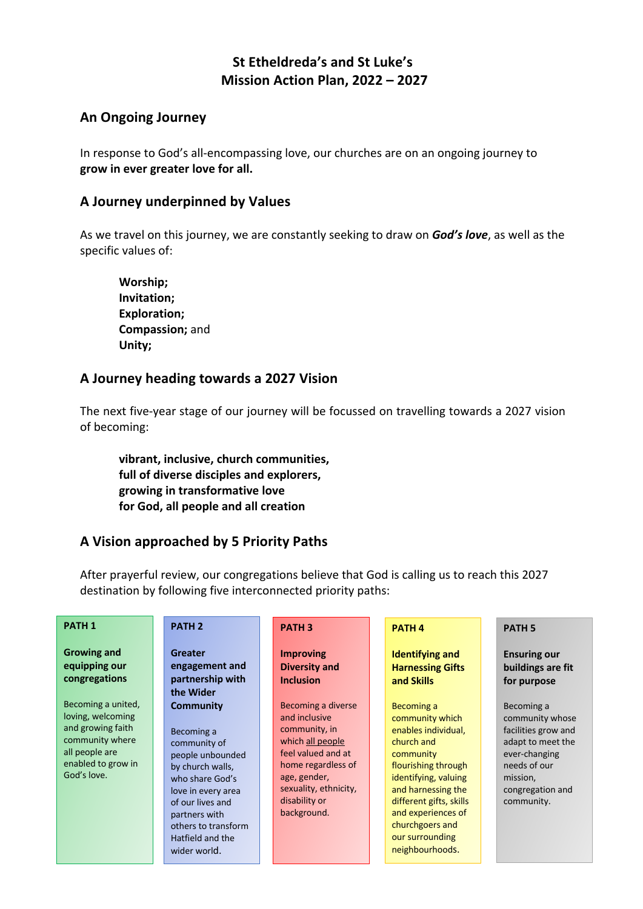# St Etheldreda's and St Luke's
# Mission Action Plan, 2022 – 2027

## An Ongoing Journey

In response to God's all-encompassing love, our churches are on an ongoing journey to **grow in ever greater love for all.**

## A Journey underpinned by Values

As we travel on this journey, we are constantly seeking to draw on ***God's love***, as well as the specific values of:

> **Worship;**
> **Invitation;**
> **Exploration;**
> **Compassion;** and
> **Unity;**

## A Journey heading towards a 2027 Vision

The next five-year stage of our journey will be focussed on travelling towards a 2027 vision of becoming:

> **vibrant, inclusive, church communities,**
> **full of diverse disciples and explorers,**
> **growing in transformative love**
> **for God, all people and all creation**

## A Vision approached by 5 Priority Paths

After prayerful review, our congregations believe that God is calling us to reach this 2027 destination by following five interconnected priority paths:

| PATH 1 | PATH 2 | PATH 3 | PATH 4 | PATH 5 |
|---|---|---|---|---|
| **Growing and equipping our congregations** | **Greater engagement and partnership with the Wider Community** | **Improving Diversity and Inclusion** | **Identifying and Harnessing Gifts and Skills** | **Ensuring our buildings are fit for purpose** |
| Becoming a united, loving, welcoming and growing faith community where all people are enabled to grow in God's love. | Becoming a community of people unbounded by church walls, who share God's love in every area of our lives and partners with others to transform Hatfield and the wider world. | Becoming a diverse and inclusive community, in which <u>all people</u> feel valued and at home regardless of age, gender, sexuality, ethnicity, disability or background. | Becoming a community which enables individual, church and community flourishing through identifying, valuing and harnessing the different gifts, skills and experiences of churchgoers and our surrounding neighbourhoods. | Becoming a community whose facilities grow and adapt to meet the ever-changing needs of our mission, congregation and community. |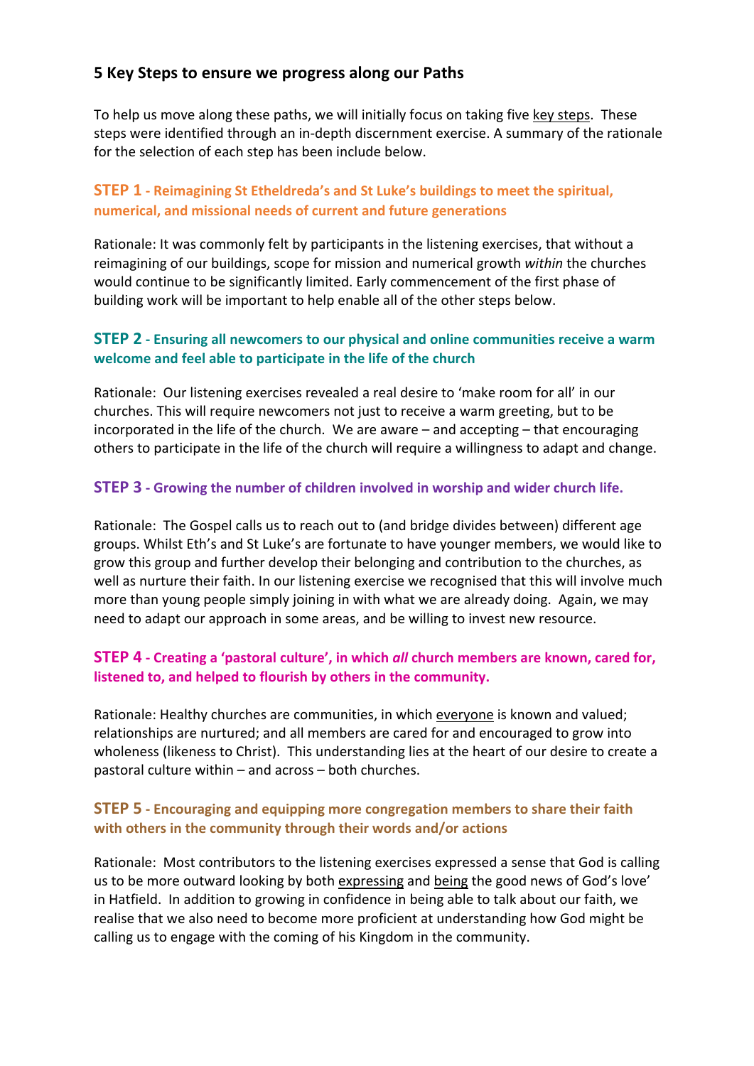## 5 Key Steps to ensure we progress along our Paths

To help us move along these paths, we will initially focus on taking five key steps. These steps were identified through an in-depth discernment exercise. A summary of the rationale for the selection of each step has been include below.

### STEP 1 - Reimagining St Etheldreda's and St Luke's buildings to meet the spiritual, numerical, and missional needs of current and future generations

Rationale: It was commonly felt by participants in the listening exercises, that without a reimagining of our buildings, scope for mission and numerical growth *within* the churches would continue to be significantly limited. Early commencement of the first phase of building work will be important to help enable all of the other steps below.

### STEP 2 - Ensuring all newcomers to our physical and online communities receive a warm welcome and feel able to participate in the life of the church

Rationale: Our listening exercises revealed a real desire to 'make room for all' in our churches. This will require newcomers not just to receive a warm greeting, but to be incorporated in the life of the church. We are aware – and accepting – that encouraging others to participate in the life of the church will require a willingness to adapt and change.

### STEP 3 - Growing the number of children involved in worship and wider church life.

Rationale: The Gospel calls us to reach out to (and bridge divides between) different age groups. Whilst Eth's and St Luke's are fortunate to have younger members, we would like to grow this group and further develop their belonging and contribution to the churches, as well as nurture their faith. In our listening exercise we recognised that this will involve much more than young people simply joining in with what we are already doing. Again, we may need to adapt our approach in some areas, and be willing to invest new resource.

### STEP 4 - Creating a 'pastoral culture', in which *all* church members are known, cared for, listened to, and helped to flourish by others in the community.

Rationale: Healthy churches are communities, in which everyone is known and valued; relationships are nurtured; and all members are cared for and encouraged to grow into wholeness (likeness to Christ). This understanding lies at the heart of our desire to create a pastoral culture within – and across – both churches.

### STEP 5 - Encouraging and equipping more congregation members to share their faith with others in the community through their words and/or actions

Rationale: Most contributors to the listening exercises expressed a sense that God is calling us to be more outward looking by both expressing and being the good news of God's love' in Hatfield. In addition to growing in confidence in being able to talk about our faith, we realise that we also need to become more proficient at understanding how God might be calling us to engage with the coming of his Kingdom in the community.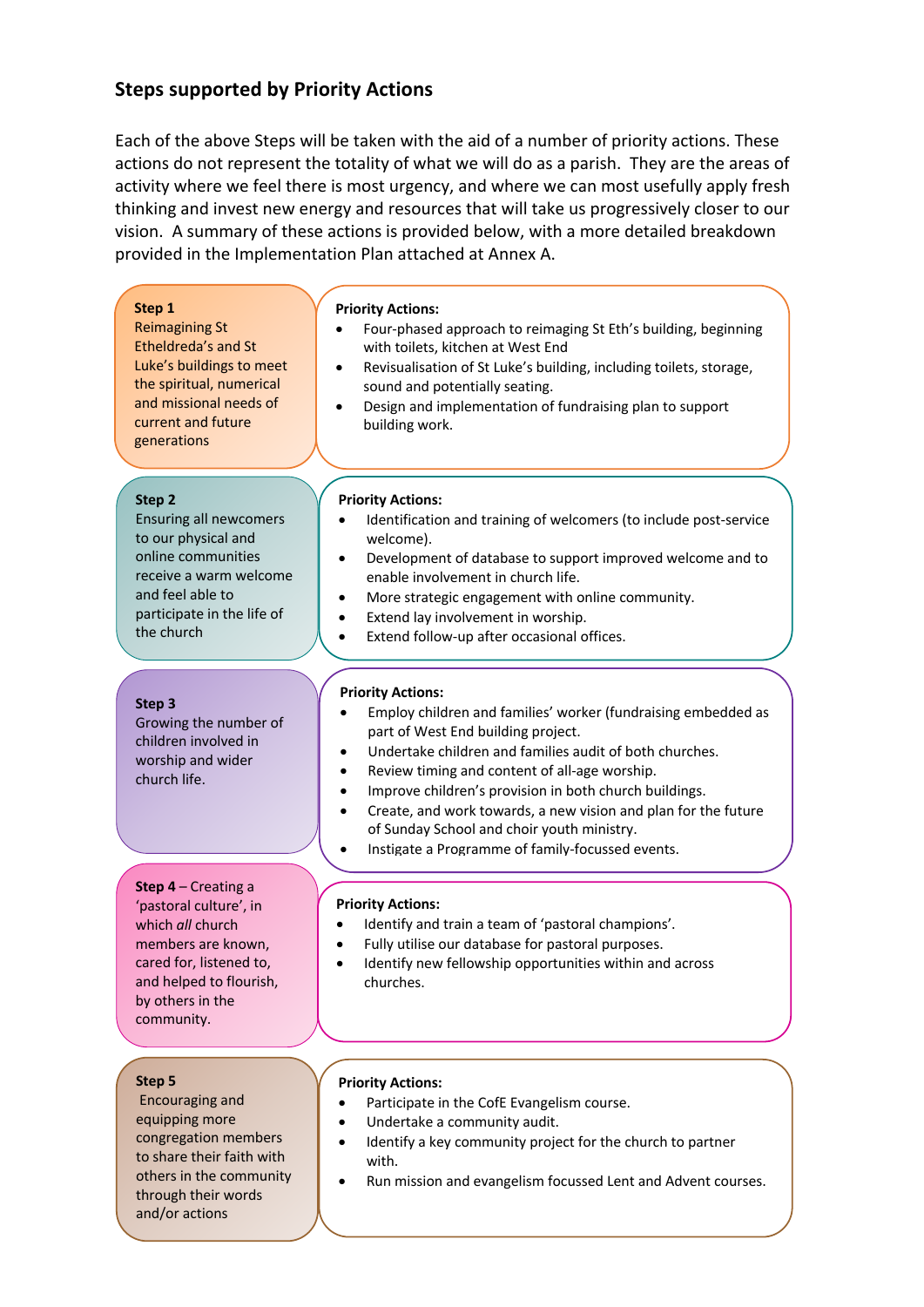## Steps supported by Priority Actions

Each of the above Steps will be taken with the aid of a number of priority actions. These actions do not represent the totality of what we will do as a parish. They are the areas of activity where we feel there is most urgency, and where we can most usefully apply fresh thinking and invest new energy and resources that will take us progressively closer to our vision. A summary of these actions is provided below, with a more detailed breakdown provided in the Implementation Plan attached at Annex A.

**Step 1**
Reimagining St Etheldreda's and St Luke's buildings to meet the spiritual, numerical and missional needs of current and future generations

**Priority Actions:**

- Four-phased approach to reimaging St Eth's building, beginning with toilets, kitchen at West End
- Revisualisation of St Luke's building, including toilets, storage, sound and potentially seating.
- Design and implementation of fundraising plan to support building work.

**Step 2**
Ensuring all newcomers to our physical and online communities receive a warm welcome and feel able to participate in the life of the church

**Priority Actions:**

- Identification and training of welcomers (to include post-service welcome).
- Development of database to support improved welcome and to enable involvement in church life.
- More strategic engagement with online community.
- Extend lay involvement in worship.
- Extend follow-up after occasional offices.

**Step 3**
Growing the number of children involved in worship and wider church life.

**Priority Actions:**

- Employ children and families' worker (fundraising embedded as part of West End building project.
- Undertake children and families audit of both churches.
- Review timing and content of all-age worship.
- Improve children's provision in both church buildings.
- Create, and work towards, a new vision and plan for the future of Sunday School and choir youth ministry.
- Instigate a Programme of family-focussed events.

**Step 4** – Creating a 'pastoral culture', in which *all* church members are known, cared for, listened to, and helped to flourish, by others in the community.

**Priority Actions:**

- Identify and train a team of 'pastoral champions'.
- Fully utilise our database for pastoral purposes.
- Identify new fellowship opportunities within and across churches.

**Step 5**
Encouraging and equipping more congregation members to share their faith with others in the community through their words and/or actions

**Priority Actions:**

- Participate in the CofE Evangelism course.
- Undertake a community audit.
- Identify a key community project for the church to partner with.
- Run mission and evangelism focussed Lent and Advent courses.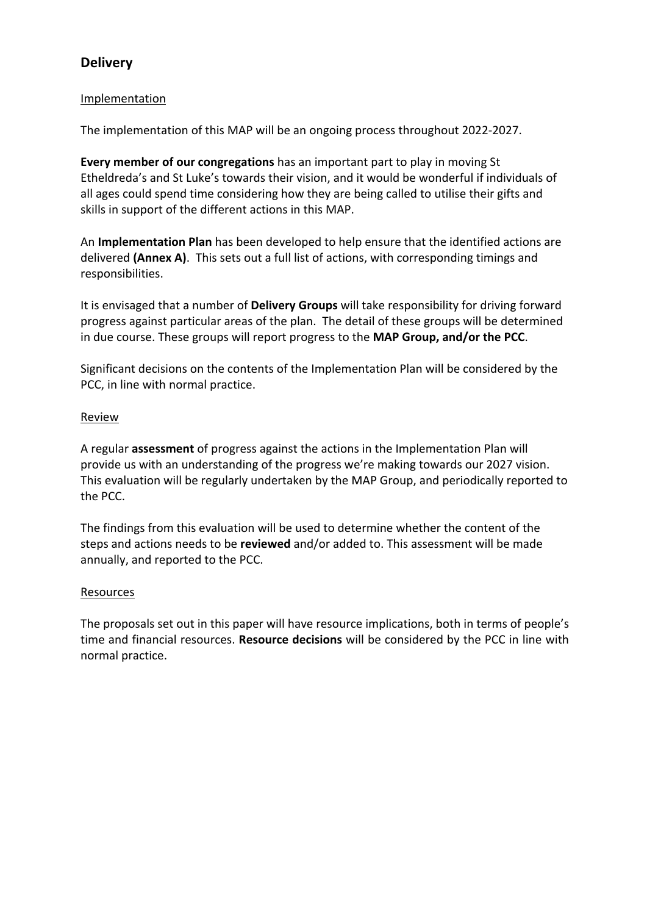## Delivery

Implementation

The implementation of this MAP will be an ongoing process throughout 2022-2027.

**Every member of our congregations** has an important part to play in moving St Etheldreda's and St Luke's towards their vision, and it would be wonderful if individuals of all ages could spend time considering how they are being called to utilise their gifts and skills in support of the different actions in this MAP.

An **Implementation Plan** has been developed to help ensure that the identified actions are delivered **(Annex A)**. This sets out a full list of actions, with corresponding timings and responsibilities.

It is envisaged that a number of **Delivery Groups** will take responsibility for driving forward progress against particular areas of the plan. The detail of these groups will be determined in due course. These groups will report progress to the **MAP Group, and/or the PCC**.

Significant decisions on the contents of the Implementation Plan will be considered by the PCC, in line with normal practice.

Review

A regular **assessment** of progress against the actions in the Implementation Plan will provide us with an understanding of the progress we're making towards our 2027 vision. This evaluation will be regularly undertaken by the MAP Group, and periodically reported to the PCC.

The findings from this evaluation will be used to determine whether the content of the steps and actions needs to be **reviewed** and/or added to. This assessment will be made annually, and reported to the PCC.

Resources

The proposals set out in this paper will have resource implications, both in terms of people's time and financial resources. **Resource decisions** will be considered by the PCC in line with normal practice.